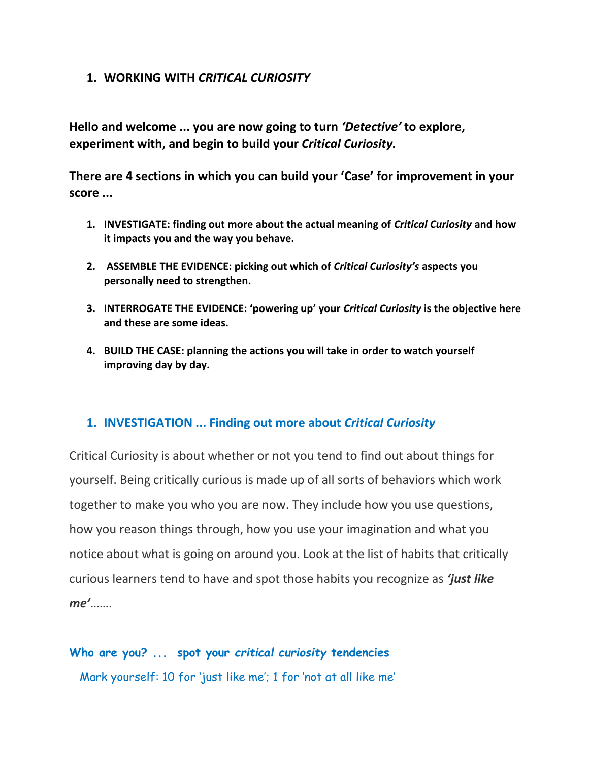## 1. WORKING WITH *CRITICAL CURIOSITY*

**Hello and welcome ... you are now going to turn *'Detective'* to explore, experiment with, and begin to build your *Critical Curiosity.***

**There are 4 sections in which you can build your 'Case' for improvement in your score ...**

1. **INVESTIGATE: finding out more about the actual meaning of *Critical Curiosity* and how it impacts you and the way you behave.**
2. **ASSEMBLE THE EVIDENCE: picking out which of *Critical Curiosity's* aspects you personally need to strengthen.**
3. **INTERROGATE THE EVIDENCE: 'powering up' your *Critical Curiosity* is the objective here and these are some ideas.**
4. **BUILD THE CASE: planning the actions you will take in order to watch yourself improving day by day.**

### 1. INVESTIGATION ... Finding out more about *Critical Curiosity*

Critical Curiosity is about whether or not you tend to find out about things for yourself. Being critically curious is made up of all sorts of behaviors which work together to make you who you are now. They include how you use questions, how you reason things through, how you use your imagination and what you notice about what is going on around you. Look at the list of habits that critically curious learners tend to have and spot those habits you recognize as ***'just like me'***…….

**Who are you? ... spot your *critical curiosity* tendencies**

Mark yourself: 10 for 'just like me'; 1 for 'not at all like me'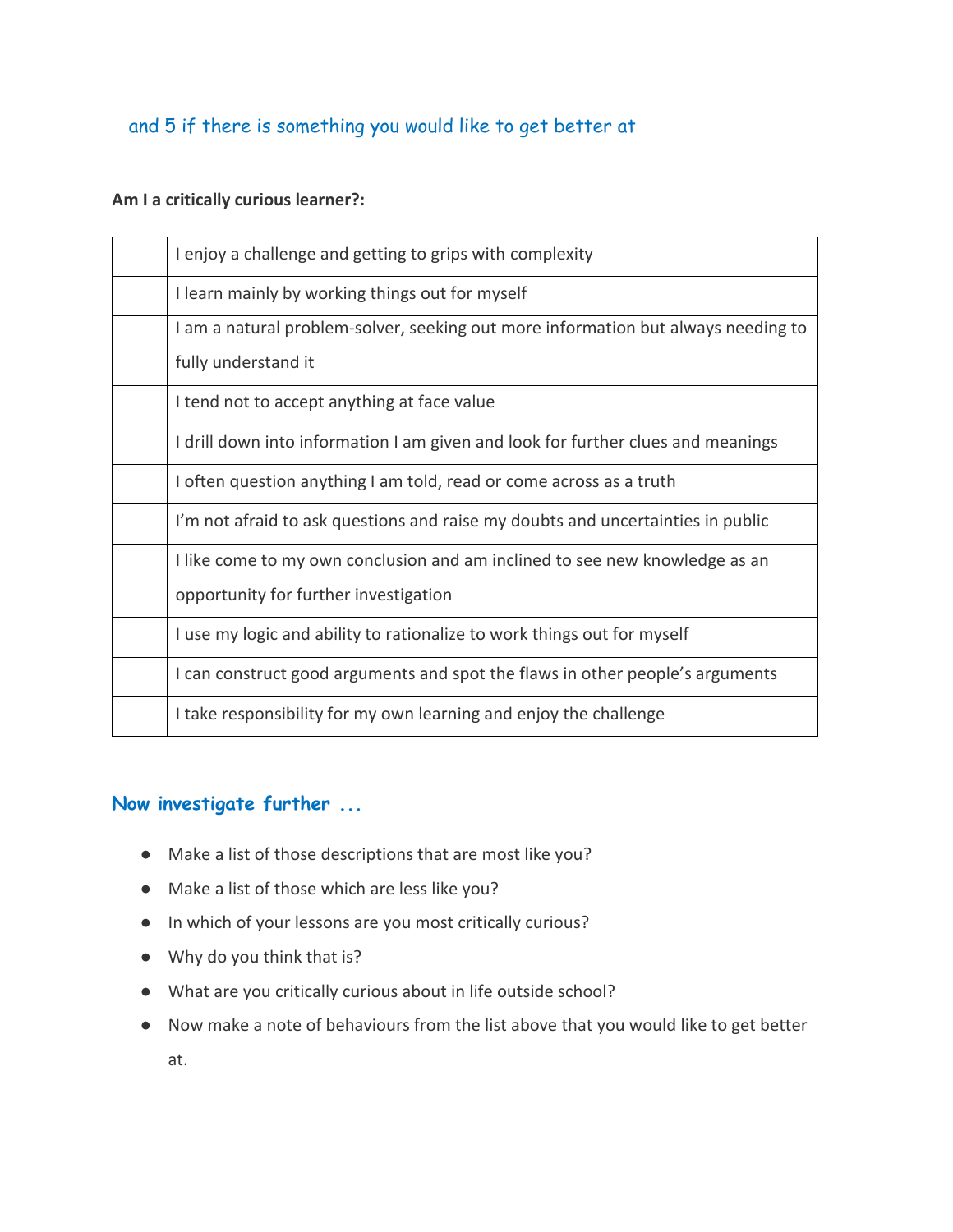and 5 if there is something you would like to get better at

**Am I a critically curious learner?:**

| | |
|---|---|
| | I enjoy a challenge and getting to grips with complexity |
| | I learn mainly by working things out for myself |
| | I am a natural problem-solver, seeking out more information but always needing to fully understand it |
| | I tend not to accept anything at face value |
| | I drill down into information I am given and look for further clues and meanings |
| | I often question anything I am told, read or come across as a truth |
| | I'm not afraid to ask questions and raise my doubts and uncertainties in public |
| | I like come to my own conclusion and am inclined to see new knowledge as an opportunity for further investigation |
| | I use my logic and ability to rationalize to work things out for myself |
| | I can construct good arguments and spot the flaws in other people's arguments |
| | I take responsibility for my own learning and enjoy the challenge |

### Now investigate further ...

- Make a list of those descriptions that are most like you?
- Make a list of those which are less like you?
- In which of your lessons are you most critically curious?
- Why do you think that is?
- What are you critically curious about in life outside school?
- Now make a note of behaviours from the list above that you would like to get better at.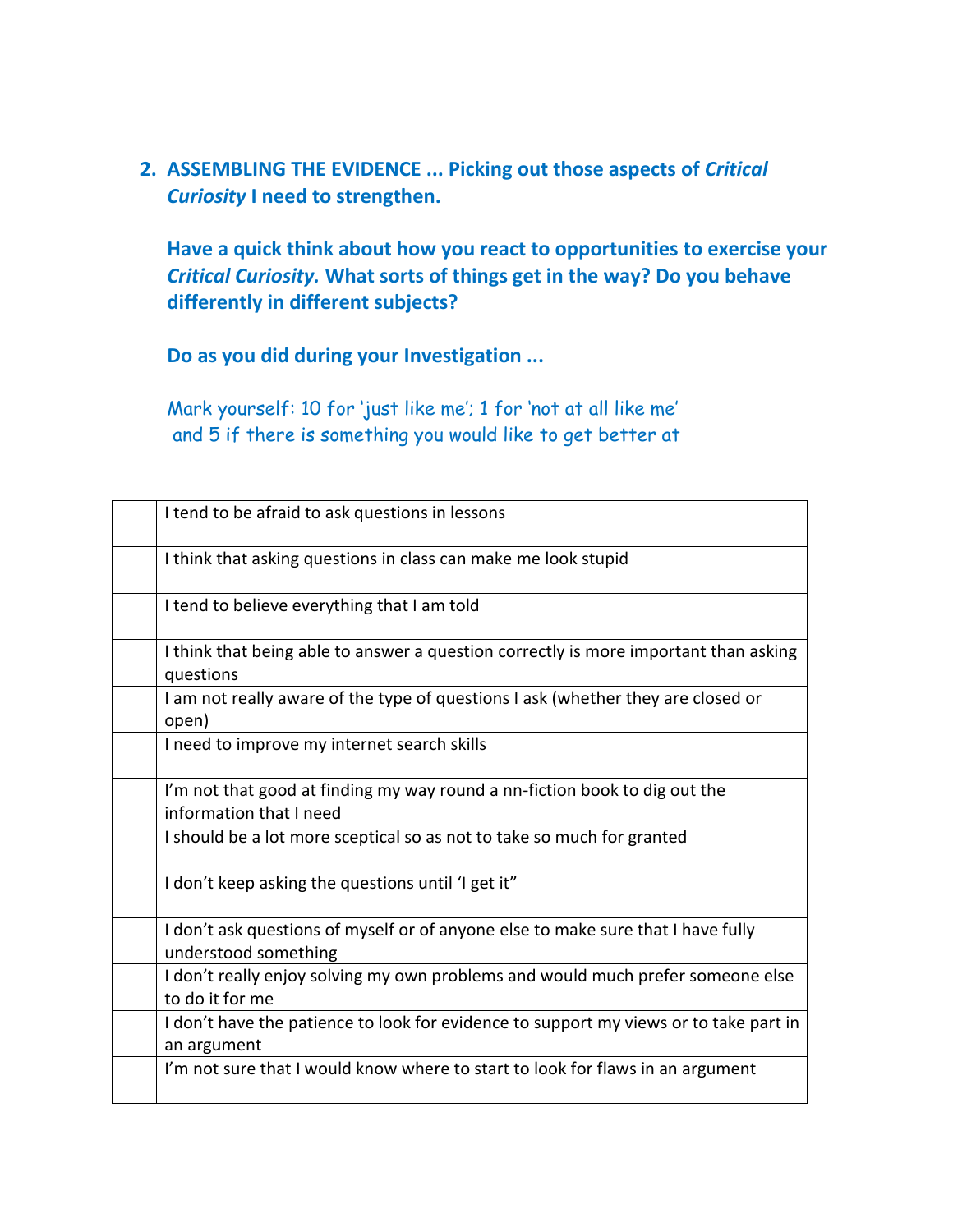## 2. ASSEMBLING THE EVIDENCE ... Picking out those aspects of *Critical Curiosity* I need to strengthen.

**Have a quick think about how you react to opportunities to exercise your *Critical Curiosity.* What sorts of things get in the way? Do you behave differently in different subjects?**

**Do as you did during your Investigation ...**

Mark yourself: 10 for 'just like me'; 1 for 'not at all like me' and 5 if there is something you would like to get better at

| | |
|---|---|
| | I tend to be afraid to ask questions in lessons |
| | I think that asking questions in class can make me look stupid |
| | I tend to believe everything that I am told |
| | I think that being able to answer a question correctly is more important than asking questions |
| | I am not really aware of the type of questions I ask (whether they are closed or open) |
| | I need to improve my internet search skills |
| | I'm not that good at finding my way round a nn-fiction book to dig out the information that I need |
| | I should be a lot more sceptical so as not to take so much for granted |
| | I don't keep asking the questions until 'I get it" |
| | I don't ask questions of myself or of anyone else to make sure that I have fully understood something |
| | I don't really enjoy solving my own problems and would much prefer someone else to do it for me |
| | I don't have the patience to look for evidence to support my views or to take part in an argument |
| | I'm not sure that I would know where to start to look for flaws in an argument |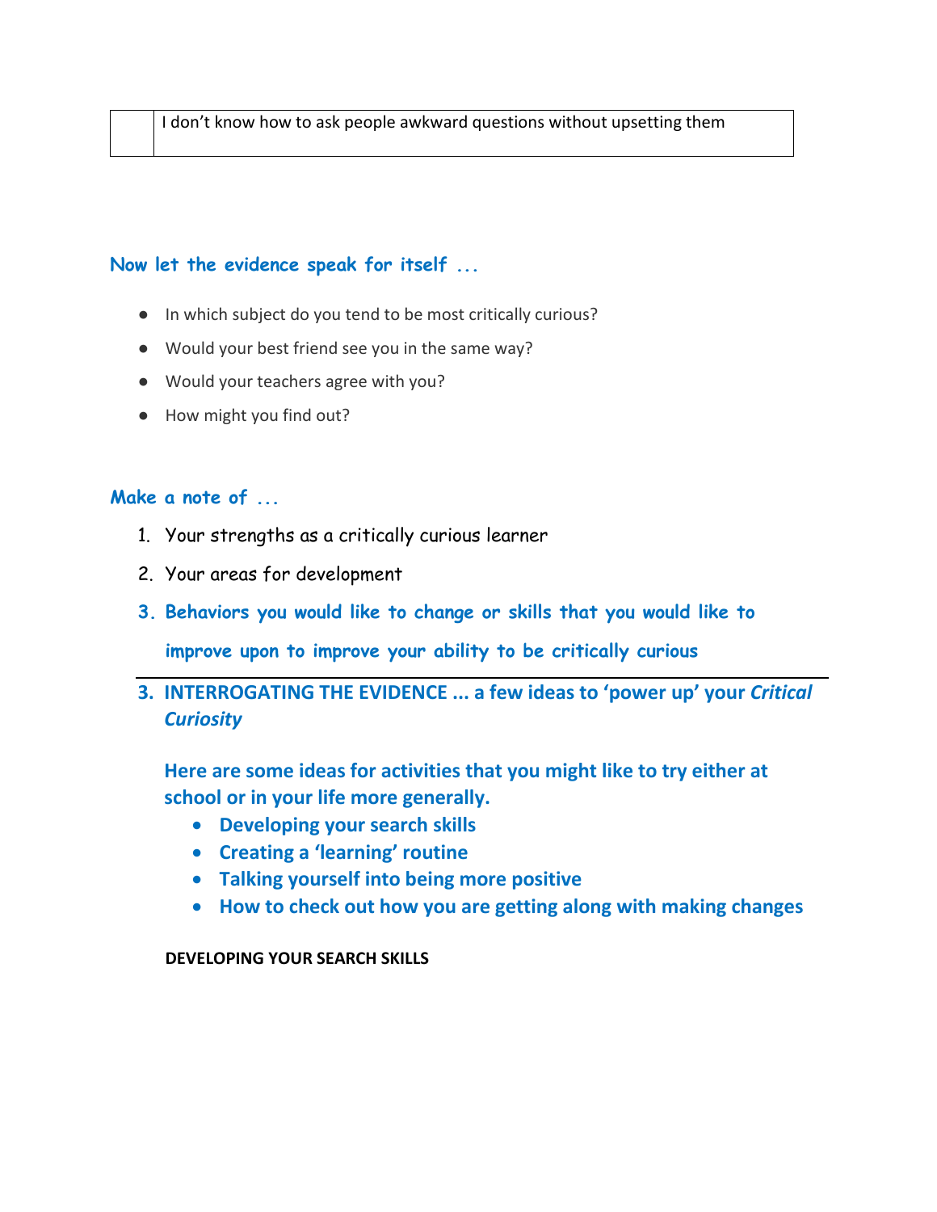|  | I don't know how to ask people awkward questions without upsetting them |
|---|---|

### Now let the evidence speak for itself ...

- In which subject do you tend to be most critically curious?
- Would your best friend see you in the same way?
- Would your teachers agree with you?
- How might you find out?

### Make a note of ...

1. Your strengths as a critically curious learner
2. Your areas for development
3. **Behaviors you would like to change or skills that you would like to improve upon to improve your ability to be critically curious**

---

## 3. INTERROGATING THE EVIDENCE ... a few ideas to 'power up' your *Critical Curiosity*

**Here are some ideas for activities that you might like to try either at school or in your life more generally.**

- **Developing your search skills**
- **Creating a 'learning' routine**
- **Talking yourself into being more positive**
- **How to check out how you are getting along with making changes**

**DEVELOPING YOUR SEARCH SKILLS**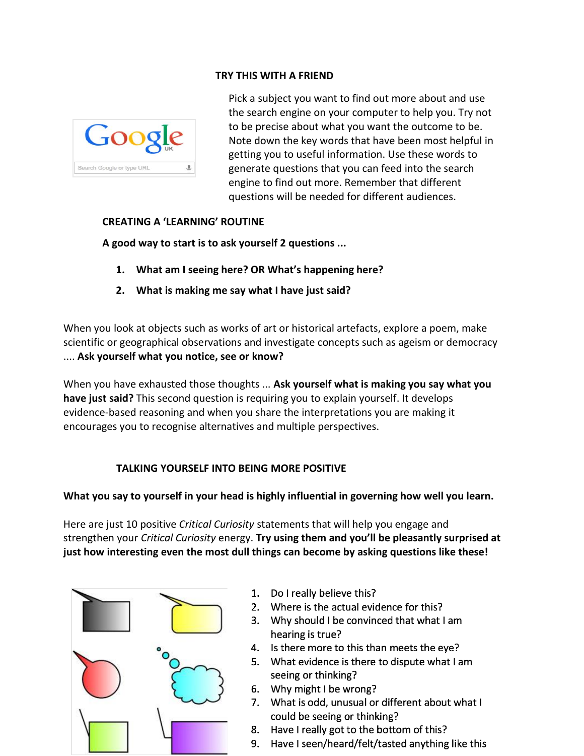### TRY THIS WITH A FRIEND

Pick a subject you want to find out more about and use the search engine on your computer to help you. Try not to be precise about what you want the outcome to be. Note down the key words that have been most helpful in getting you to useful information. Use these words to generate questions that you can feed into the search engine to find out more. Remember that different questions will be needed for different audiences.

### CREATING A 'LEARNING' ROUTINE

**A good way to start is to ask yourself 2 questions ...**

1. **What am I seeing here? OR What's happening here?**
2. **What is making me say what I have just said?**

When you look at objects such as works of art or historical artefacts, explore a poem, make scientific or geographical observations and investigate concepts such as ageism or democracy .... **Ask yourself what you notice, see or know?**

When you have exhausted those thoughts ... **Ask yourself what is making you say what you have just said?** This second question is requiring you to explain yourself. It develops evidence-based reasoning and when you share the interpretations you are making it encourages you to recognise alternatives and multiple perspectives.

### TALKING YOURSELF INTO BEING MORE POSITIVE

**What you say to yourself in your head is highly influential in governing how well you learn.**

Here are just 10 positive *Critical Curiosity* statements that will help you engage and strengthen your *Critical Curiosity* energy. **Try using them and you'll be pleasantly surprised at just how interesting even the most dull things can become by asking questions like these!**

1. Do I really believe this?
2. Where is the actual evidence for this?
3. Why should I be convinced that what I am hearing is true?
4. Is there more to this than meets the eye?
5. What evidence is there to dispute what I am seeing or thinking?
6. Why might I be wrong?
7. What is odd, unusual or different about what I could be seeing or thinking?
8. Have I really got to the bottom of this?
9. Have I seen/heard/felt/tasted anything like this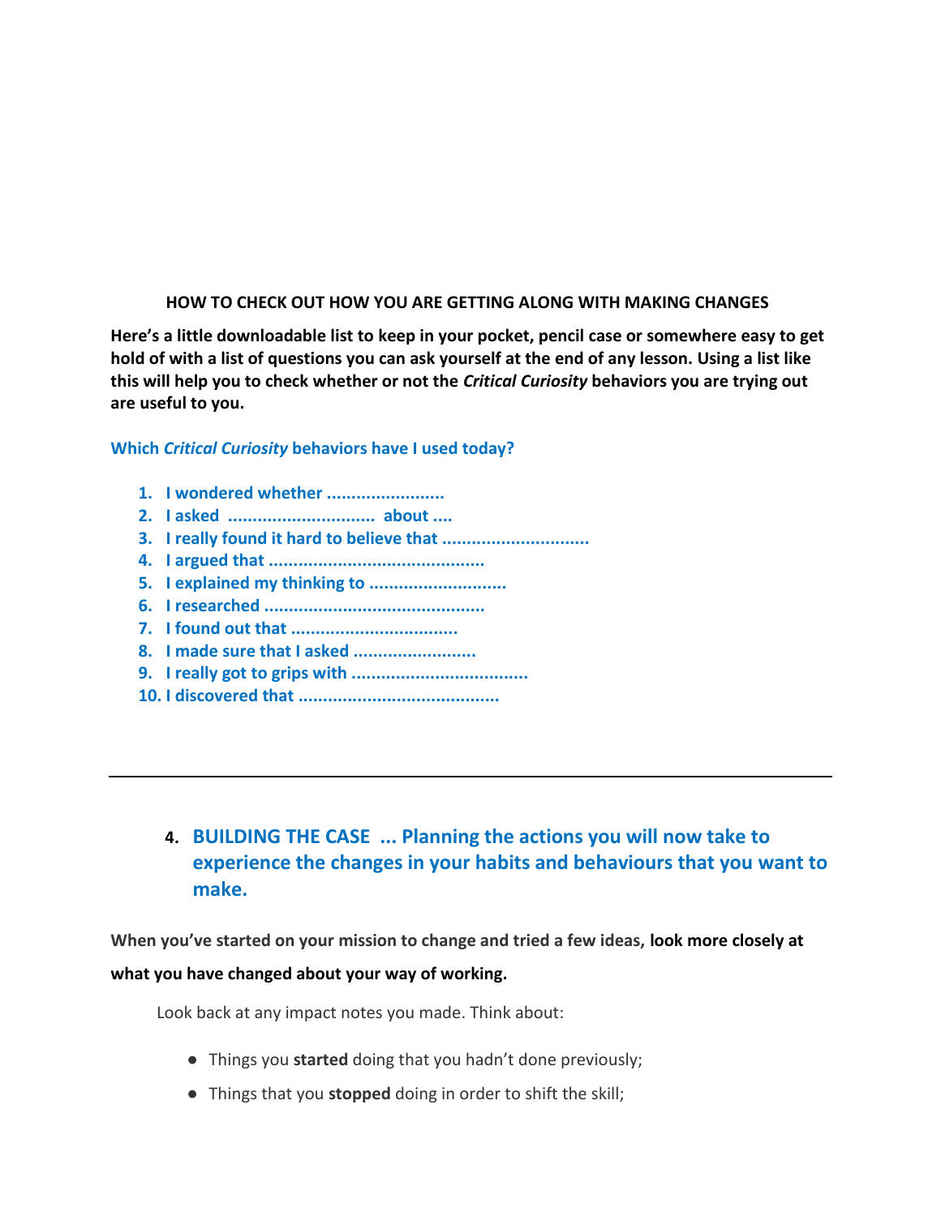**HOW TO CHECK OUT HOW YOU ARE GETTING ALONG WITH MAKING CHANGES**

**Here's a little downloadable list to keep in your pocket, pencil case or somewhere easy to get hold of with a list of questions you can ask yourself at the end of any lesson. Using a list like this will help you to check whether or not the *Critical Curiosity* behaviors you are trying out are useful to you.**

**Which *Critical Curiosity* behaviors have I used today?**

1. **I wondered whether ........................**
2. **I asked .............................. about ....**
3. **I really found it hard to believe that ..............................**
4. **I argued that ............................................**
5. **I explained my thinking to ............................**
6. **I researched .............................................**
7. **I found out that ..................................**
8. **I made sure that I asked .........................**
9. **I really got to grips with ....................................**
10. **I discovered that .........................................**

---

## 4. BUILDING THE CASE ... Planning the actions you will now take to experience the changes in your habits and behaviours that you want to make.

**When you've started on your mission to change and tried a few ideas, look more closely at what you have changed about your way of working.**

Look back at any impact notes you made. Think about:

- Things you **started** doing that you hadn't done previously;
- Things that you **stopped** doing in order to shift the skill;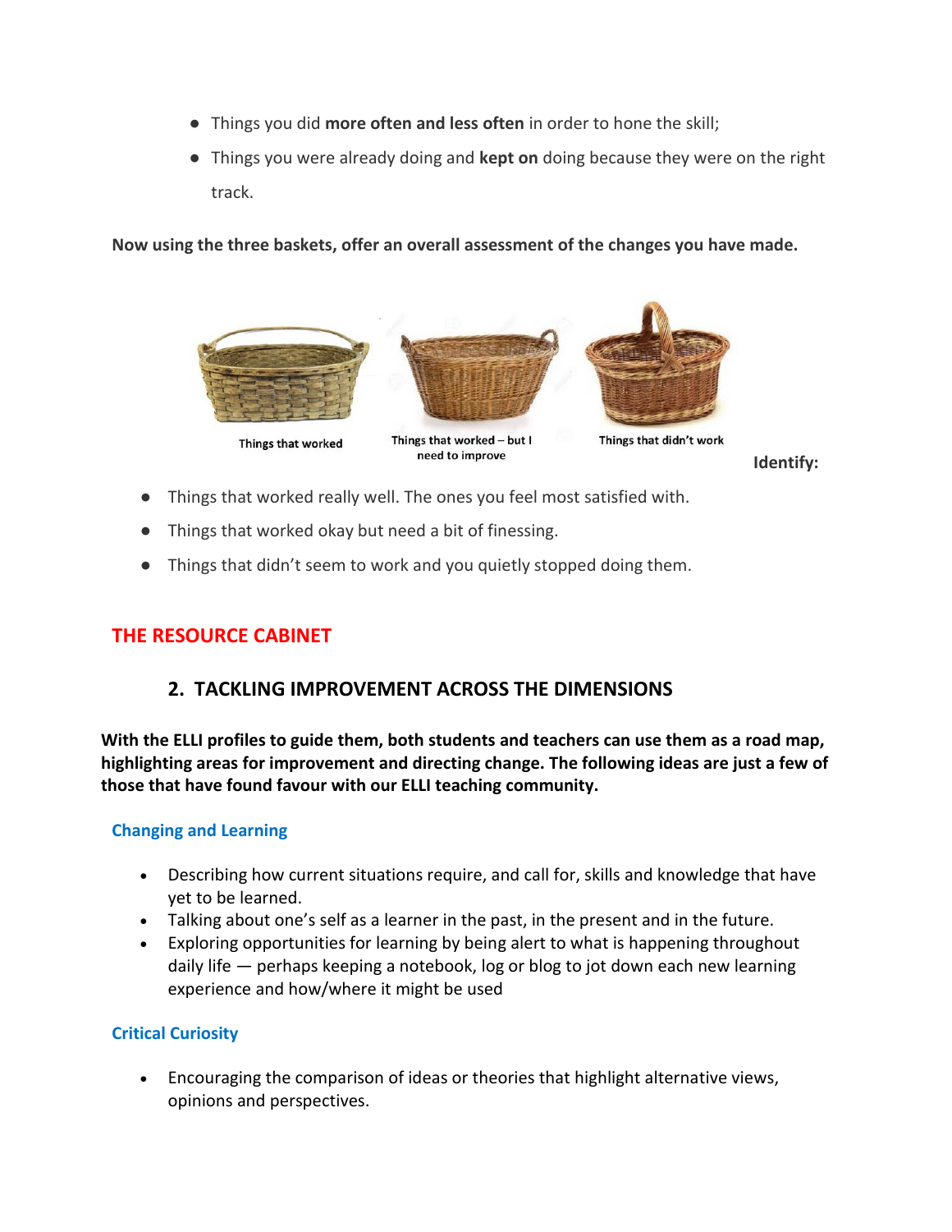- Things you did **more often and less often** in order to hone the skill;
- Things you were already doing and **kept on** doing because they were on the right track.

**Now using the three baskets, offer an overall assessment of the changes you have made.**

Things that worked

Things that worked – but I need to improve

Things that didn't work

**Identify:**

- Things that worked really well. The ones you feel most satisfied with.
- Things that worked okay but need a bit of finessing.
- Things that didn't seem to work and you quietly stopped doing them.

# THE RESOURCE CABINET

## 2. TACKLING IMPROVEMENT ACROSS THE DIMENSIONS

**With the ELLI profiles to guide them, both students and teachers can use them as a road map, highlighting areas for improvement and directing change. The following ideas are just a few of those that have found favour with our ELLI teaching community.**

### Changing and Learning

- Describing how current situations require, and call for, skills and knowledge that have yet to be learned.
- Talking about one's self as a learner in the past, in the present and in the future.
- Exploring opportunities for learning by being alert to what is happening throughout daily life — perhaps keeping a notebook, log or blog to jot down each new learning experience and how/where it might be used

### Critical Curiosity

- Encouraging the comparison of ideas or theories that highlight alternative views, opinions and perspectives.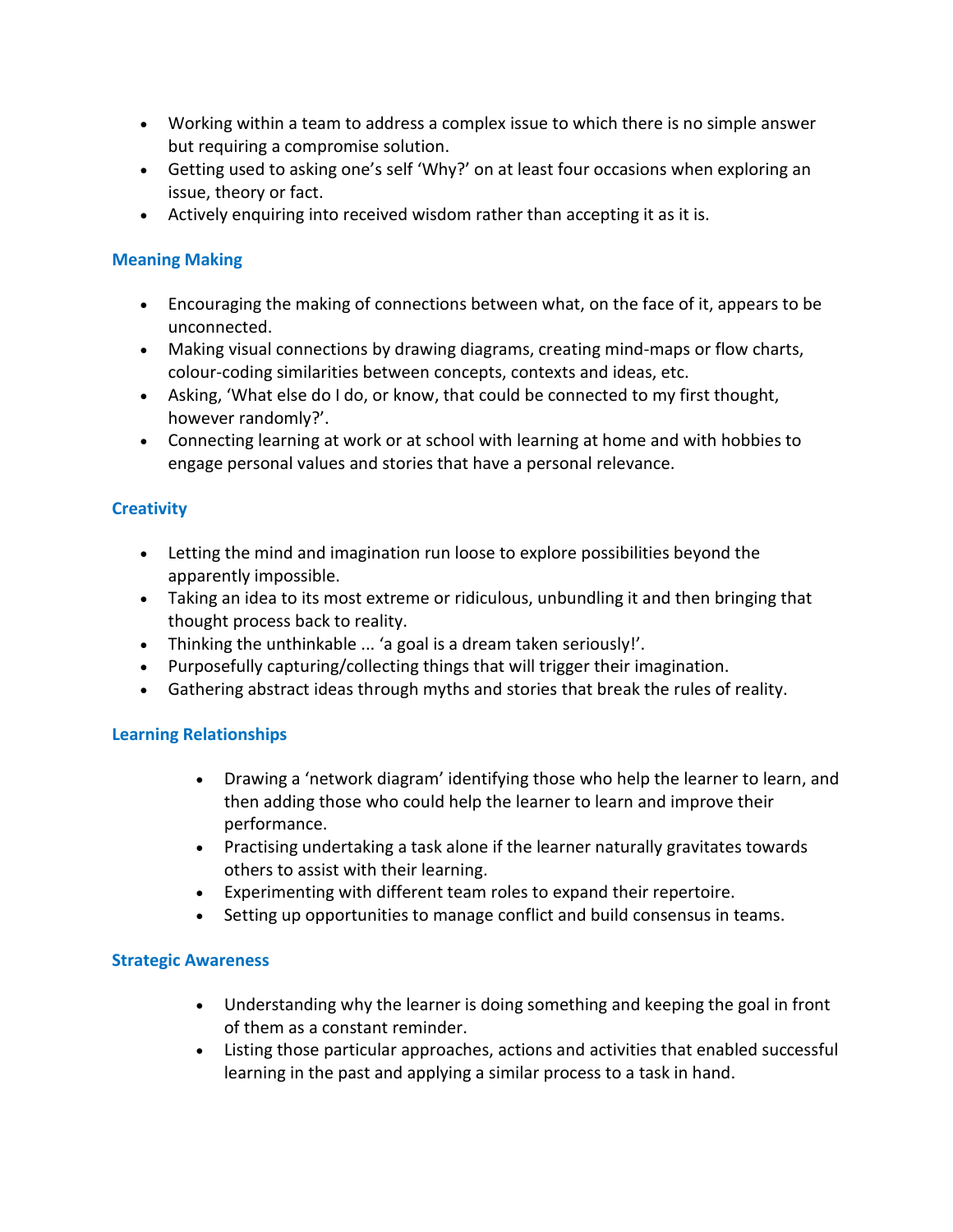- Working within a team to address a complex issue to which there is no simple answer but requiring a compromise solution.
- Getting used to asking one's self 'Why?' on at least four occasions when exploring an issue, theory or fact.
- Actively enquiring into received wisdom rather than accepting it as it is.

### Meaning Making

- Encouraging the making of connections between what, on the face of it, appears to be unconnected.
- Making visual connections by drawing diagrams, creating mind-maps or flow charts, colour-coding similarities between concepts, contexts and ideas, etc.
- Asking, 'What else do I do, or know, that could be connected to my first thought, however randomly?'.
- Connecting learning at work or at school with learning at home and with hobbies to engage personal values and stories that have a personal relevance.

### Creativity

- Letting the mind and imagination run loose to explore possibilities beyond the apparently impossible.
- Taking an idea to its most extreme or ridiculous, unbundling it and then bringing that thought process back to reality.
- Thinking the unthinkable ... 'a goal is a dream taken seriously!'.
- Purposefully capturing/collecting things that will trigger their imagination.
- Gathering abstract ideas through myths and stories that break the rules of reality.

### Learning Relationships

- Drawing a 'network diagram' identifying those who help the learner to learn, and then adding those who could help the learner to learn and improve their performance.
- Practising undertaking a task alone if the learner naturally gravitates towards others to assist with their learning.
- Experimenting with different team roles to expand their repertoire.
- Setting up opportunities to manage conflict and build consensus in teams.

### Strategic Awareness

- Understanding why the learner is doing something and keeping the goal in front of them as a constant reminder.
- Listing those particular approaches, actions and activities that enabled successful learning in the past and applying a similar process to a task in hand.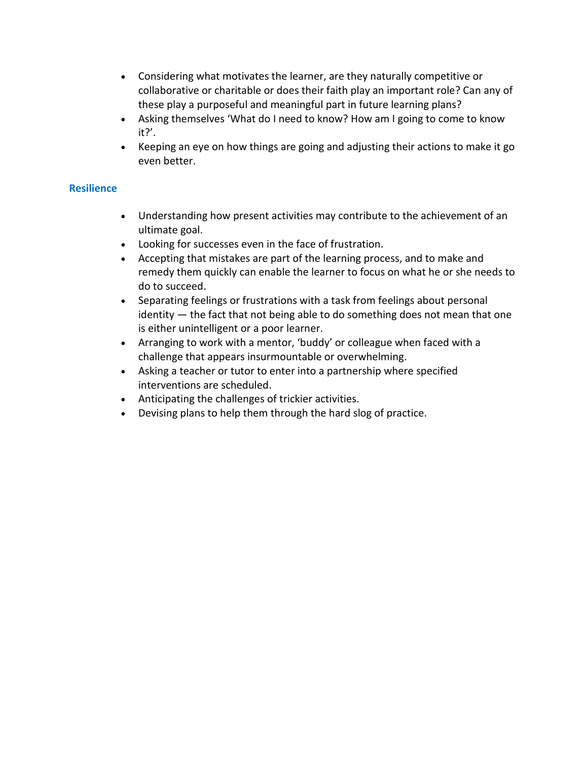- Considering what motivates the learner, are they naturally competitive or collaborative or charitable or does their faith play an important role? Can any of these play a purposeful and meaningful part in future learning plans?
- Asking themselves 'What do I need to know? How am I going to come to know it?'.
- Keeping an eye on how things are going and adjusting their actions to make it go even better.

### Resilience

- Understanding how present activities may contribute to the achievement of an ultimate goal.
- Looking for successes even in the face of frustration.
- Accepting that mistakes are part of the learning process, and to make and remedy them quickly can enable the learner to focus on what he or she needs to do to succeed.
- Separating feelings or frustrations with a task from feelings about personal identity — the fact that not being able to do something does not mean that one is either unintelligent or a poor learner.
- Arranging to work with a mentor, 'buddy' or colleague when faced with a challenge that appears insurmountable or overwhelming.
- Asking a teacher or tutor to enter into a partnership where specified interventions are scheduled.
- Anticipating the challenges of trickier activities.
- Devising plans to help them through the hard slog of practice.